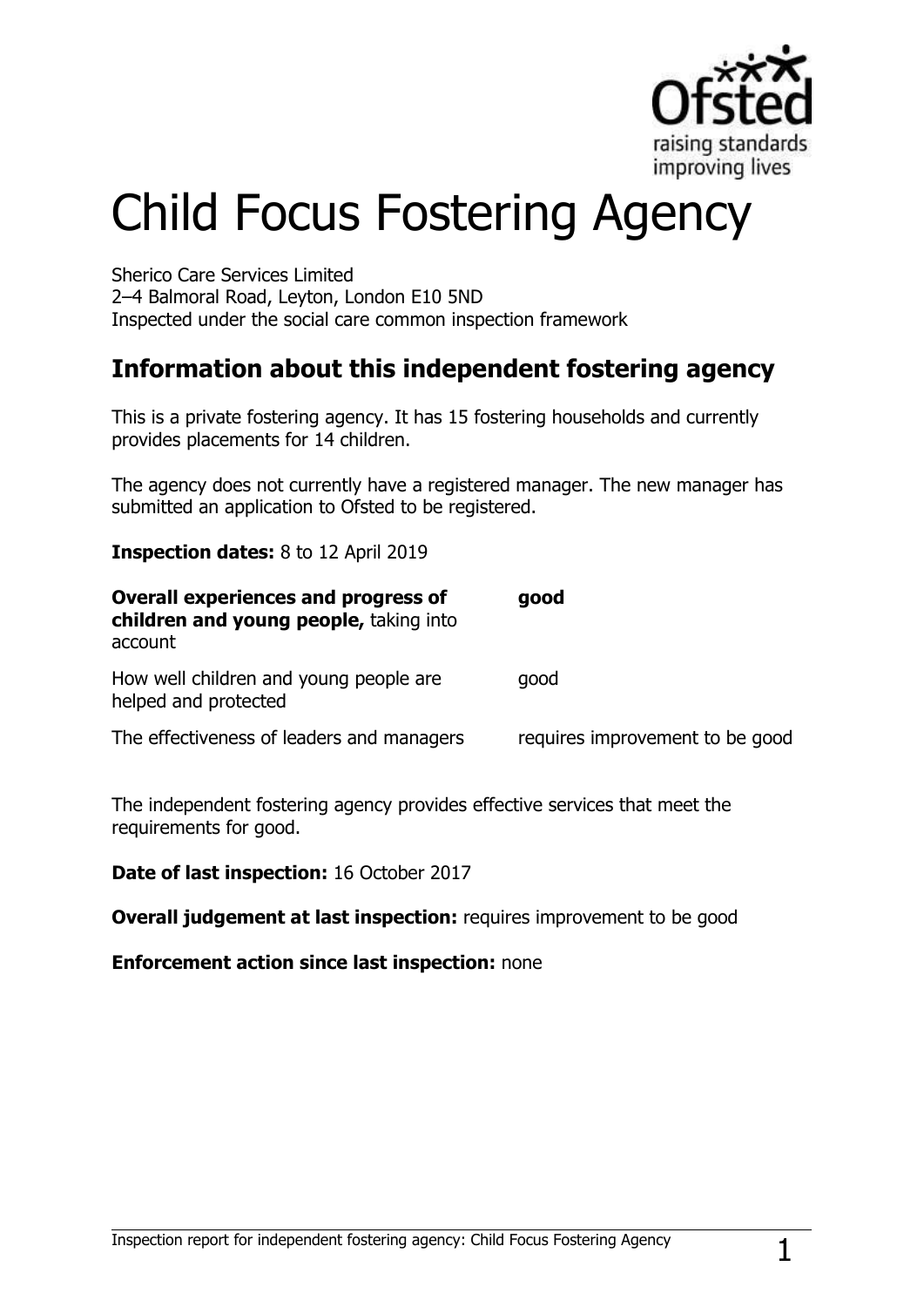# Child Focus Fostering Agency

Sherico Care Services Limited
2–4 Balmoral Road, Leyton, London E10 5ND
Inspected under the social care common inspection framework

## Information about this independent fostering agency

This is a private fostering agency. It has 15 fostering households and currently provides placements for 14 children.

The agency does not currently have a registered manager. The new manager has submitted an application to Ofsted to be registered.

**Inspection dates:** 8 to 12 April 2019

| | |
|---|---|
| **Overall experiences and progress of children and young people,** taking into account | **good** |
| How well children and young people are helped and protected | good |
| The effectiveness of leaders and managers | requires improvement to be good |

The independent fostering agency provides effective services that meet the requirements for good.

**Date of last inspection:** 16 October 2017

**Overall judgement at last inspection:** requires improvement to be good

**Enforcement action since last inspection:** none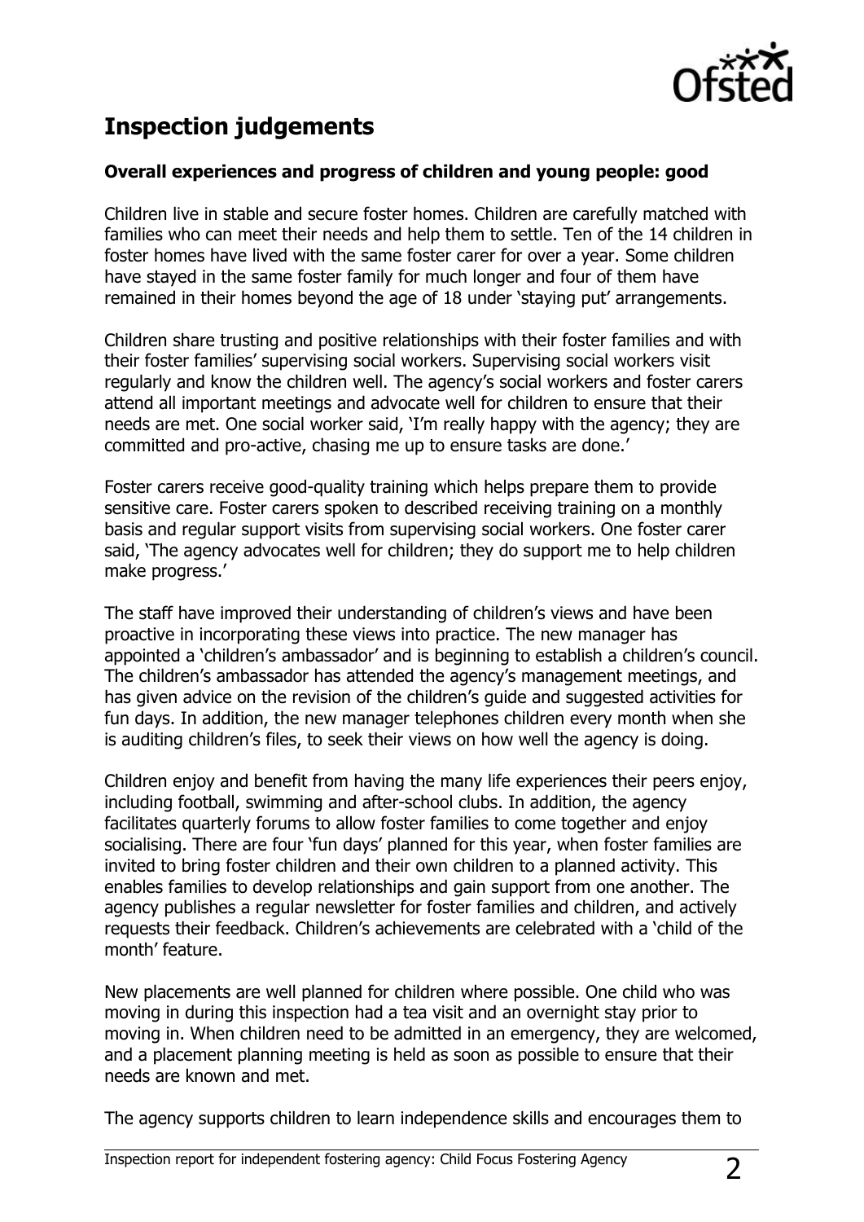## Inspection judgements

### Overall experiences and progress of children and young people: good

Children live in stable and secure foster homes. Children are carefully matched with families who can meet their needs and help them to settle. Ten of the 14 children in foster homes have lived with the same foster carer for over a year. Some children have stayed in the same foster family for much longer and four of them have remained in their homes beyond the age of 18 under 'staying put' arrangements.

Children share trusting and positive relationships with their foster families and with their foster families' supervising social workers. Supervising social workers visit regularly and know the children well. The agency's social workers and foster carers attend all important meetings and advocate well for children to ensure that their needs are met. One social worker said, 'I'm really happy with the agency; they are committed and pro-active, chasing me up to ensure tasks are done.'

Foster carers receive good-quality training which helps prepare them to provide sensitive care. Foster carers spoken to described receiving training on a monthly basis and regular support visits from supervising social workers. One foster carer said, 'The agency advocates well for children; they do support me to help children make progress.'

The staff have improved their understanding of children's views and have been proactive in incorporating these views into practice. The new manager has appointed a 'children's ambassador' and is beginning to establish a children's council. The children's ambassador has attended the agency's management meetings, and has given advice on the revision of the children's guide and suggested activities for fun days. In addition, the new manager telephones children every month when she is auditing children's files, to seek their views on how well the agency is doing.

Children enjoy and benefit from having the many life experiences their peers enjoy, including football, swimming and after-school clubs. In addition, the agency facilitates quarterly forums to allow foster families to come together and enjoy socialising. There are four 'fun days' planned for this year, when foster families are invited to bring foster children and their own children to a planned activity. This enables families to develop relationships and gain support from one another. The agency publishes a regular newsletter for foster families and children, and actively requests their feedback. Children's achievements are celebrated with a 'child of the month' feature.

New placements are well planned for children where possible. One child who was moving in during this inspection had a tea visit and an overnight stay prior to moving in. When children need to be admitted in an emergency, they are welcomed, and a placement planning meeting is held as soon as possible to ensure that their needs are known and met.

The agency supports children to learn independence skills and encourages them to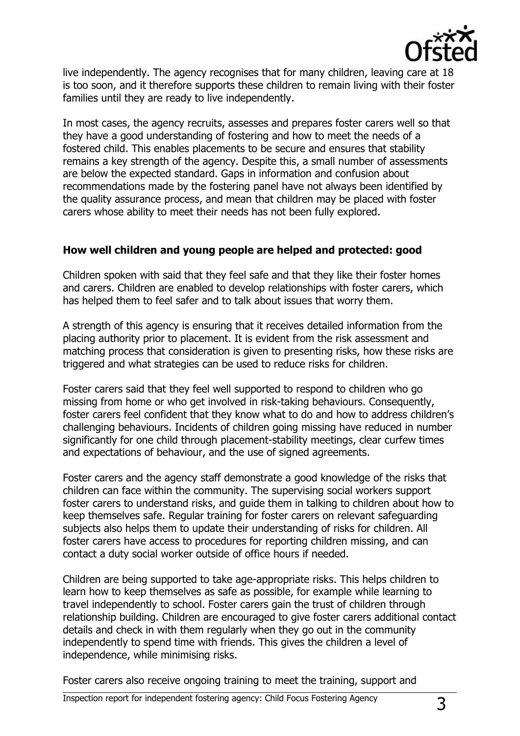live independently. The agency recognises that for many children, leaving care at 18 is too soon, and it therefore supports these children to remain living with their foster families until they are ready to live independently.

In most cases, the agency recruits, assesses and prepares foster carers well so that they have a good understanding of fostering and how to meet the needs of a fostered child. This enables placements to be secure and ensures that stability remains a key strength of the agency. Despite this, a small number of assessments are below the expected standard. Gaps in information and confusion about recommendations made by the fostering panel have not always been identified by the quality assurance process, and mean that children may be placed with foster carers whose ability to meet their needs has not been fully explored.

**How well children and young people are helped and protected: good**

Children spoken with said that they feel safe and that they like their foster homes and carers. Children are enabled to develop relationships with foster carers, which has helped them to feel safer and to talk about issues that worry them.

A strength of this agency is ensuring that it receives detailed information from the placing authority prior to placement. It is evident from the risk assessment and matching process that consideration is given to presenting risks, how these risks are triggered and what strategies can be used to reduce risks for children.

Foster carers said that they feel well supported to respond to children who go missing from home or who get involved in risk-taking behaviours. Consequently, foster carers feel confident that they know what to do and how to address children's challenging behaviours. Incidents of children going missing have reduced in number significantly for one child through placement-stability meetings, clear curfew times and expectations of behaviour, and the use of signed agreements.

Foster carers and the agency staff demonstrate a good knowledge of the risks that children can face within the community. The supervising social workers support foster carers to understand risks, and guide them in talking to children about how to keep themselves safe. Regular training for foster carers on relevant safeguarding subjects also helps them to update their understanding of risks for children. All foster carers have access to procedures for reporting children missing, and can contact a duty social worker outside of office hours if needed.

Children are being supported to take age-appropriate risks. This helps children to learn how to keep themselves as safe as possible, for example while learning to travel independently to school. Foster carers gain the trust of children through relationship building. Children are encouraged to give foster carers additional contact details and check in with them regularly when they go out in the community independently to spend time with friends. This gives the children a level of independence, while minimising risks.

Foster carers also receive ongoing training to meet the training, support and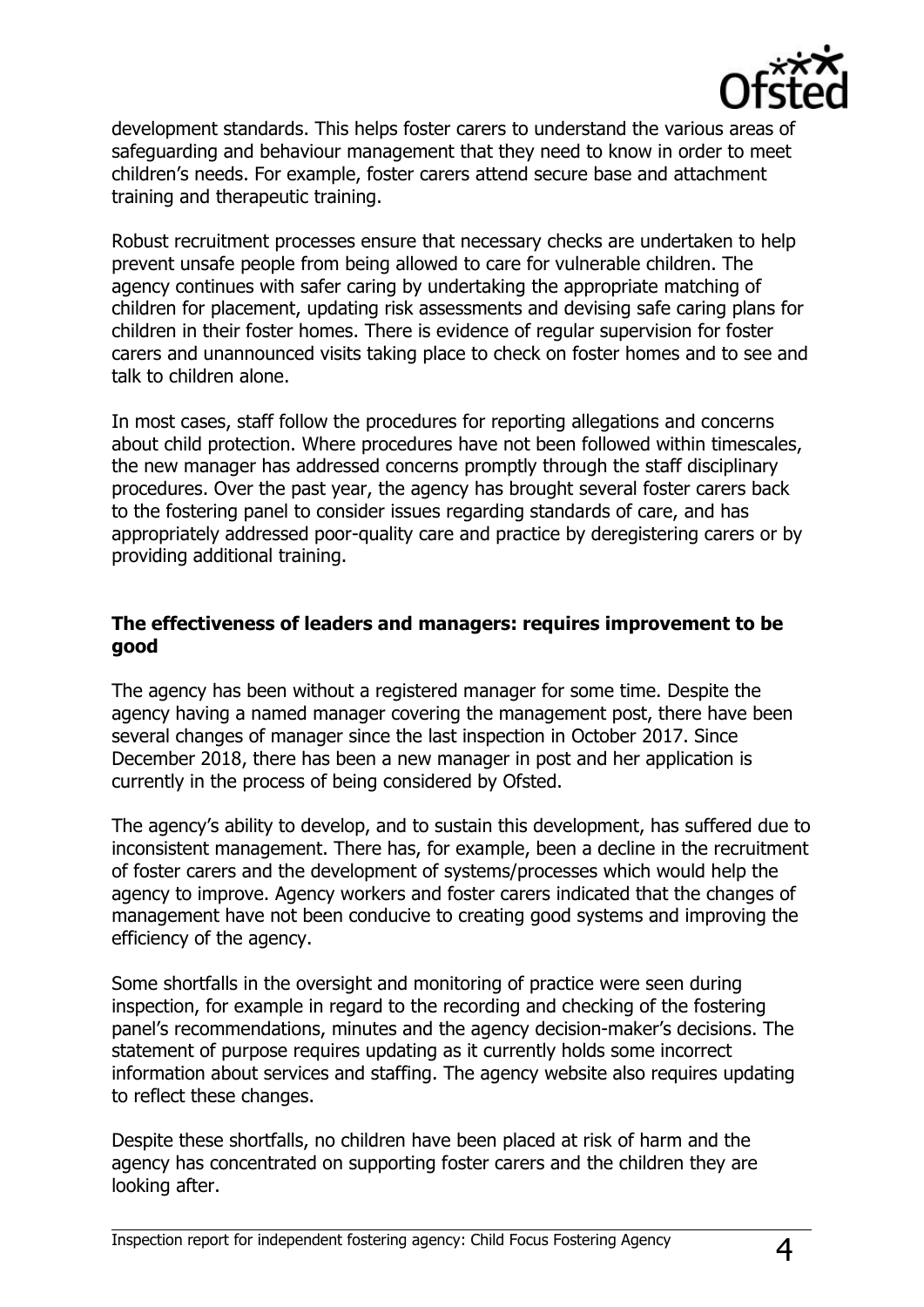development standards. This helps foster carers to understand the various areas of safeguarding and behaviour management that they need to know in order to meet children's needs. For example, foster carers attend secure base and attachment training and therapeutic training.

Robust recruitment processes ensure that necessary checks are undertaken to help prevent unsafe people from being allowed to care for vulnerable children. The agency continues with safer caring by undertaking the appropriate matching of children for placement, updating risk assessments and devising safe caring plans for children in their foster homes. There is evidence of regular supervision for foster carers and unannounced visits taking place to check on foster homes and to see and talk to children alone.

In most cases, staff follow the procedures for reporting allegations and concerns about child protection. Where procedures have not been followed within timescales, the new manager has addressed concerns promptly through the staff disciplinary procedures. Over the past year, the agency has brought several foster carers back to the fostering panel to consider issues regarding standards of care, and has appropriately addressed poor-quality care and practice by deregistering carers or by providing additional training.

**The effectiveness of leaders and managers: requires improvement to be good**

The agency has been without a registered manager for some time. Despite the agency having a named manager covering the management post, there have been several changes of manager since the last inspection in October 2017. Since December 2018, there has been a new manager in post and her application is currently in the process of being considered by Ofsted.

The agency's ability to develop, and to sustain this development, has suffered due to inconsistent management. There has, for example, been a decline in the recruitment of foster carers and the development of systems/processes which would help the agency to improve. Agency workers and foster carers indicated that the changes of management have not been conducive to creating good systems and improving the efficiency of the agency.

Some shortfalls in the oversight and monitoring of practice were seen during inspection, for example in regard to the recording and checking of the fostering panel's recommendations, minutes and the agency decision-maker's decisions. The statement of purpose requires updating as it currently holds some incorrect information about services and staffing. The agency website also requires updating to reflect these changes.

Despite these shortfalls, no children have been placed at risk of harm and the agency has concentrated on supporting foster carers and the children they are looking after.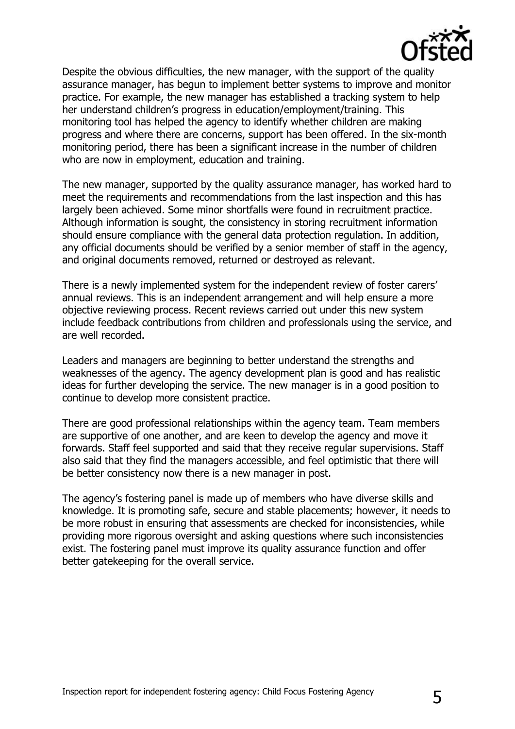Despite the obvious difficulties, the new manager, with the support of the quality assurance manager, has begun to implement better systems to improve and monitor practice. For example, the new manager has established a tracking system to help her understand children's progress in education/employment/training. This monitoring tool has helped the agency to identify whether children are making progress and where there are concerns, support has been offered. In the six-month monitoring period, there has been a significant increase in the number of children who are now in employment, education and training.

The new manager, supported by the quality assurance manager, has worked hard to meet the requirements and recommendations from the last inspection and this has largely been achieved. Some minor shortfalls were found in recruitment practice. Although information is sought, the consistency in storing recruitment information should ensure compliance with the general data protection regulation. In addition, any official documents should be verified by a senior member of staff in the agency, and original documents removed, returned or destroyed as relevant.

There is a newly implemented system for the independent review of foster carers' annual reviews. This is an independent arrangement and will help ensure a more objective reviewing process. Recent reviews carried out under this new system include feedback contributions from children and professionals using the service, and are well recorded.

Leaders and managers are beginning to better understand the strengths and weaknesses of the agency. The agency development plan is good and has realistic ideas for further developing the service. The new manager is in a good position to continue to develop more consistent practice.

There are good professional relationships within the agency team. Team members are supportive of one another, and are keen to develop the agency and move it forwards. Staff feel supported and said that they receive regular supervisions. Staff also said that they find the managers accessible, and feel optimistic that there will be better consistency now there is a new manager in post.

The agency's fostering panel is made up of members who have diverse skills and knowledge. It is promoting safe, secure and stable placements; however, it needs to be more robust in ensuring that assessments are checked for inconsistencies, while providing more rigorous oversight and asking questions where such inconsistencies exist. The fostering panel must improve its quality assurance function and offer better gatekeeping for the overall service.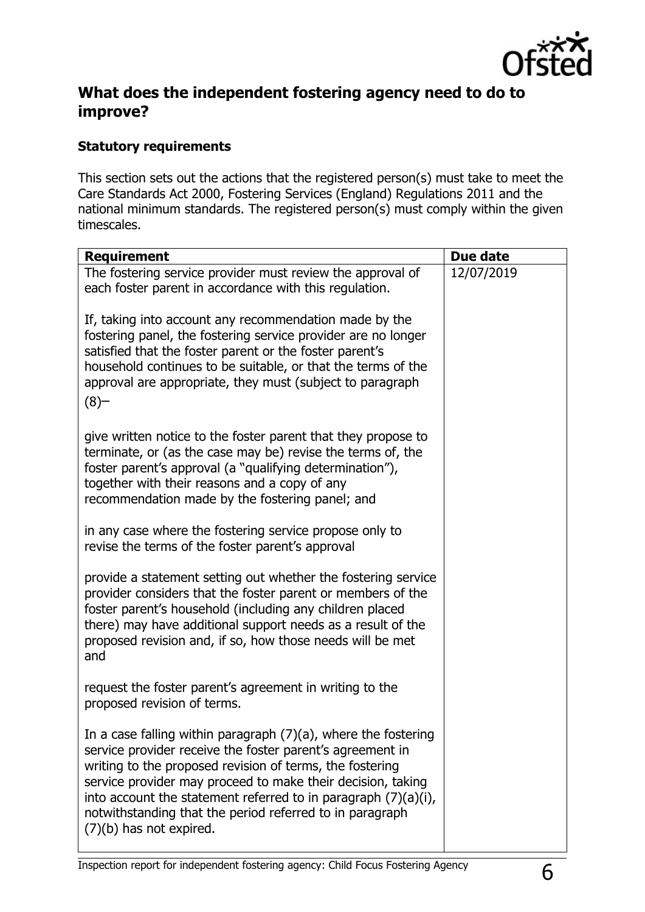## What does the independent fostering agency need to do to improve?

### Statutory requirements

This section sets out the actions that the registered person(s) must take to meet the Care Standards Act 2000, Fostering Services (England) Regulations 2011 and the national minimum standards. The registered person(s) must comply within the given timescales.

| Requirement | Due date |
| --- | --- |
| The fostering service provider must review the approval of each foster parent in accordance with this regulation.<br><br>If, taking into account any recommendation made by the fostering panel, the fostering service provider are no longer satisfied that the foster parent or the foster parent's household continues to be suitable, or that the terms of the approval are appropriate, they must (subject to paragraph (8)–<br><br>give written notice to the foster parent that they propose to terminate, or (as the case may be) revise the terms of, the foster parent's approval (a "qualifying determination"), together with their reasons and a copy of any recommendation made by the fostering panel; and<br><br>in any case where the fostering service propose only to revise the terms of the foster parent's approval<br><br>provide a statement setting out whether the fostering service provider considers that the foster parent or members of the foster parent's household (including any children placed there) may have additional support needs as a result of the proposed revision and, if so, how those needs will be met and<br><br>request the foster parent's agreement in writing to the proposed revision of terms.<br><br>In a case falling within paragraph (7)(a), where the fostering service provider receive the foster parent's agreement in writing to the proposed revision of terms, the fostering service provider may proceed to make their decision, taking into account the statement referred to in paragraph (7)(a)(i), notwithstanding that the period referred to in paragraph (7)(b) has not expired. | 12/07/2019 |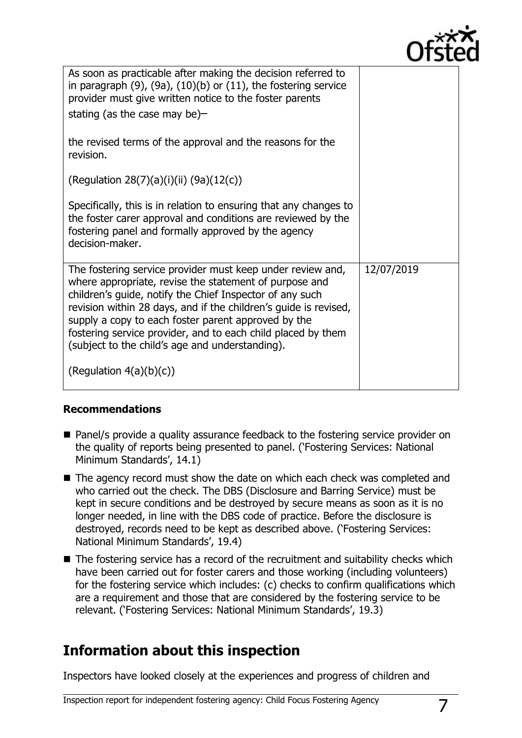| | |
|---|---|
| As soon as practicable after making the decision referred to in paragraph (9), (9a), (10)(b) or (11), the fostering service provider must give written notice to the foster parents stating (as the case may be)–<br><br>the revised terms of the approval and the reasons for the revision.<br><br>(Regulation 28(7)(a)(i)(ii) (9a)(12(c))<br><br>Specifically, this is in relation to ensuring that any changes to the foster carer approval and conditions are reviewed by the fostering panel and formally approved by the agency decision-maker. | |
| The fostering service provider must keep under review and, where appropriate, revise the statement of purpose and children's guide, notify the Chief Inspector of any such revision within 28 days, and if the children's guide is revised, supply a copy to each foster parent approved by the fostering service provider, and to each child placed by them (subject to the child's age and understanding).<br><br>(Regulation 4(a)(b)(c)) | 12/07/2019 |

**Recommendations**

- Panel/s provide a quality assurance feedback to the fostering service provider on the quality of reports being presented to panel. ('Fostering Services: National Minimum Standards', 14.1)
- The agency record must show the date on which each check was completed and who carried out the check. The DBS (Disclosure and Barring Service) must be kept in secure conditions and be destroyed by secure means as soon as it is no longer needed, in line with the DBS code of practice. Before the disclosure is destroyed, records need to be kept as described above. ('Fostering Services: National Minimum Standards', 19.4)
- The fostering service has a record of the recruitment and suitability checks which have been carried out for foster carers and those working (including volunteers) for the fostering service which includes: (c) checks to confirm qualifications which are a requirement and those that are considered by the fostering service to be relevant. ('Fostering Services: National Minimum Standards', 19.3)

## Information about this inspection

Inspectors have looked closely at the experiences and progress of children and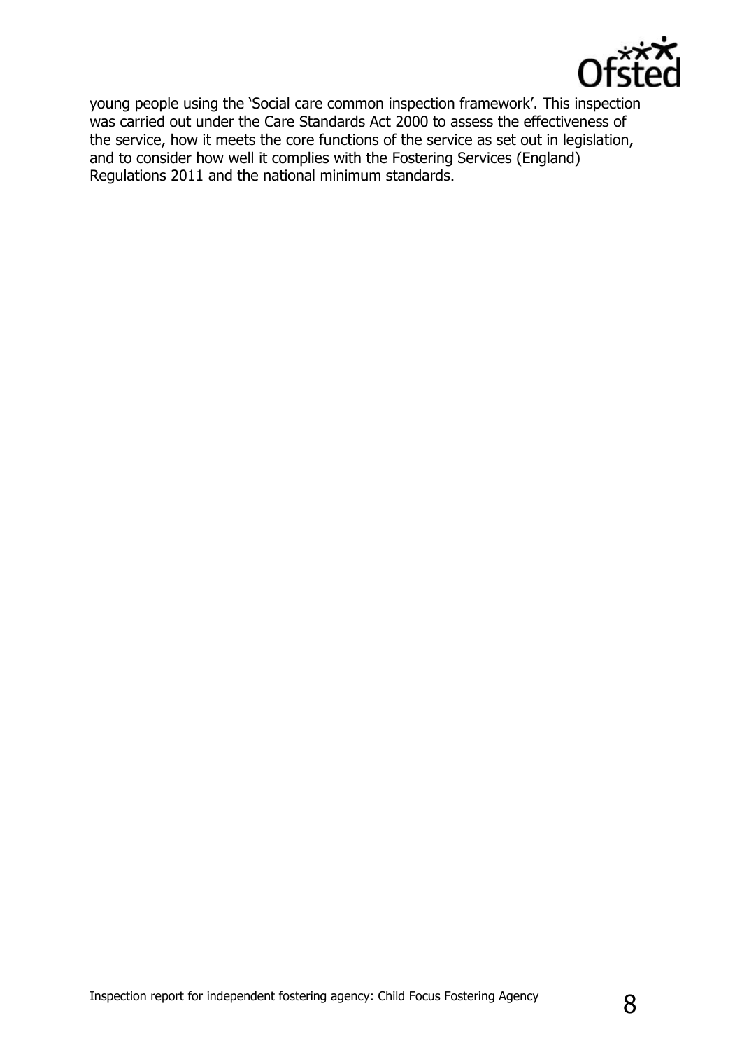young people using the 'Social care common inspection framework'. This inspection was carried out under the Care Standards Act 2000 to assess the effectiveness of the service, how it meets the core functions of the service as set out in legislation, and to consider how well it complies with the Fostering Services (England) Regulations 2011 and the national minimum standards.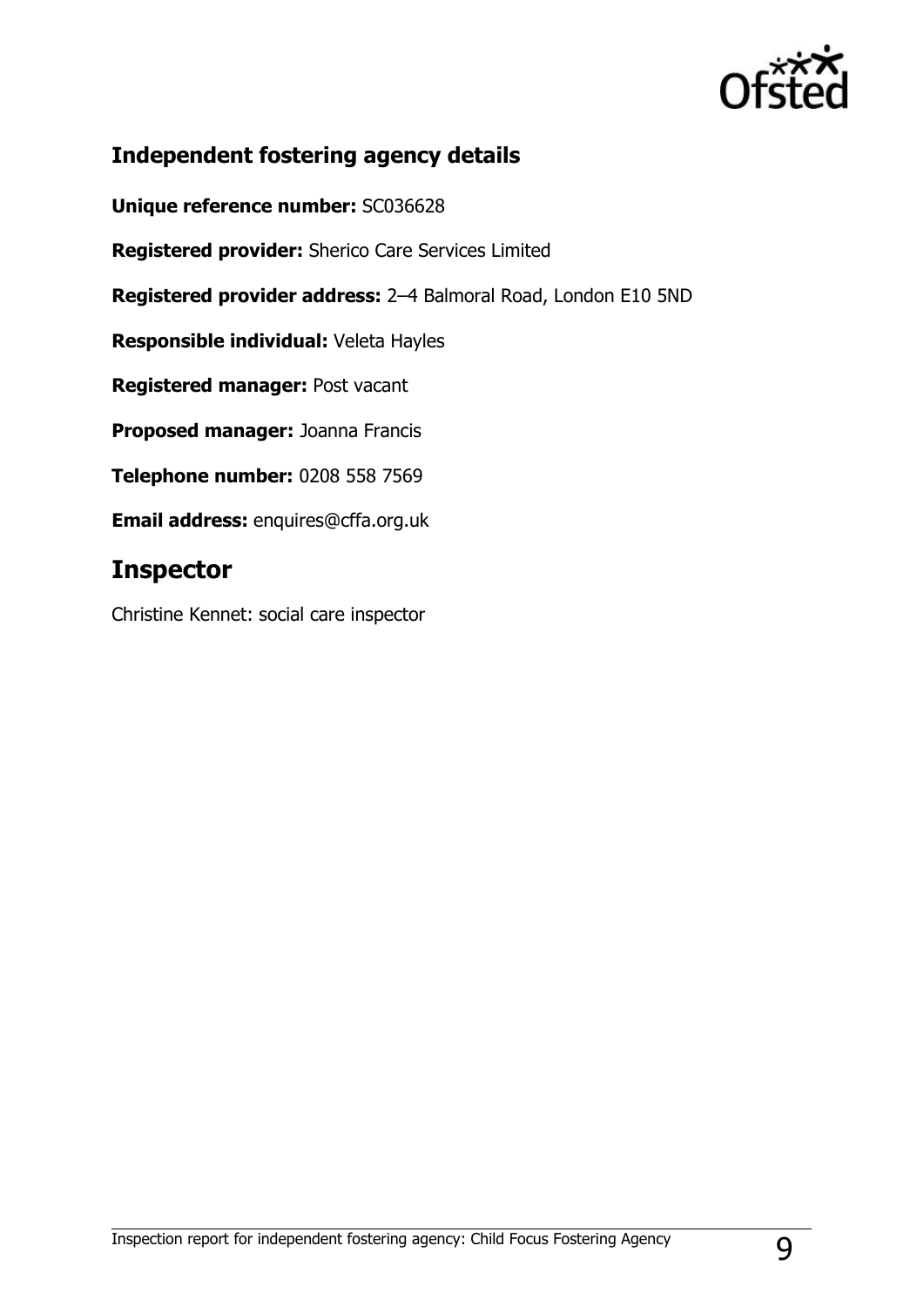## Independent fostering agency details

**Unique reference number:** SC036628

**Registered provider:** Sherico Care Services Limited

**Registered provider address:** 2–4 Balmoral Road, London E10 5ND

**Responsible individual:** Veleta Hayles

**Registered manager:** Post vacant

**Proposed manager:** Joanna Francis

**Telephone number:** 0208 558 7569

**Email address:** enquires@cffa.org.uk

# Inspector

Christine Kennet: social care inspector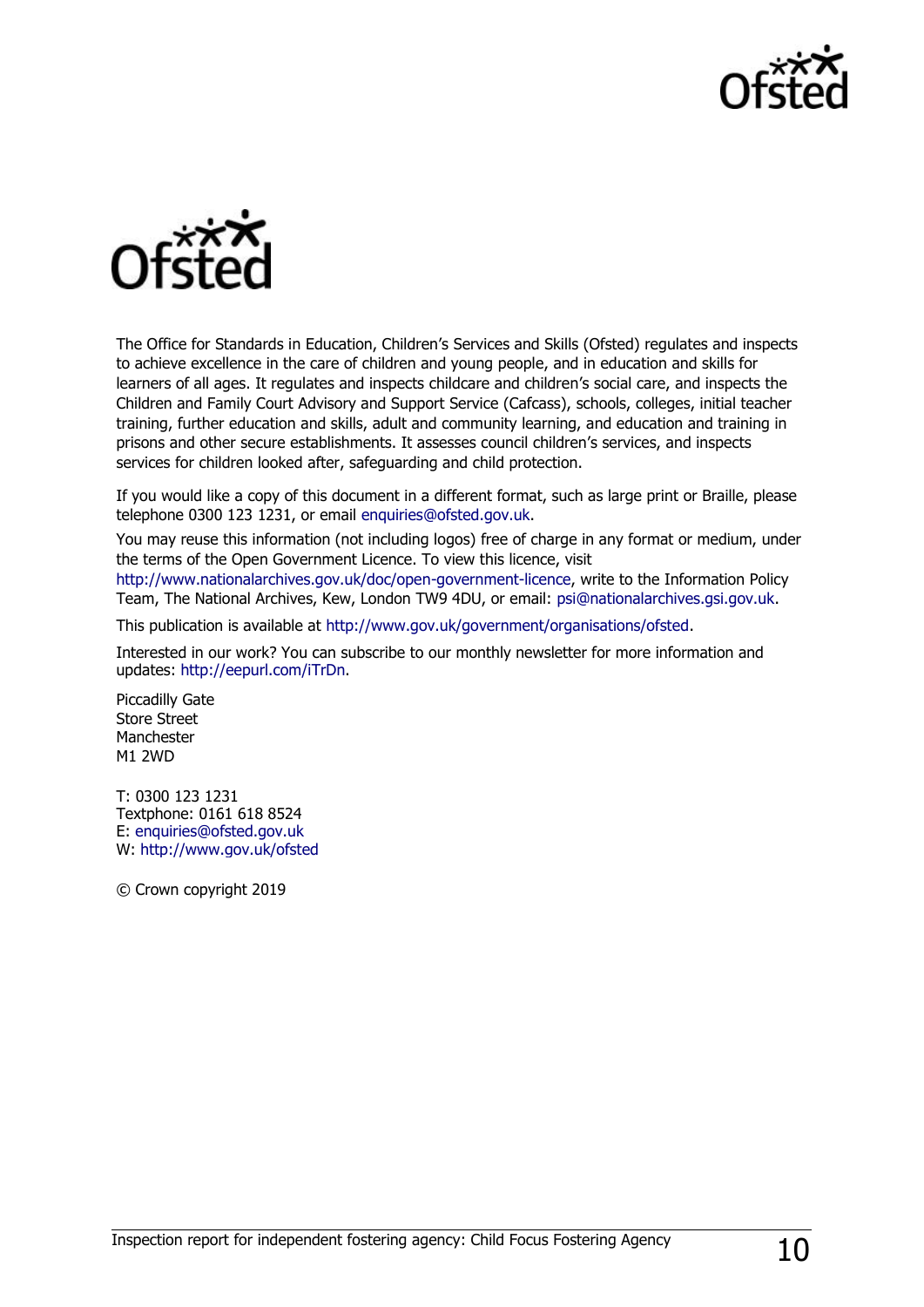The Office for Standards in Education, Children's Services and Skills (Ofsted) regulates and inspects to achieve excellence in the care of children and young people, and in education and skills for learners of all ages. It regulates and inspects childcare and children's social care, and inspects the Children and Family Court Advisory and Support Service (Cafcass), schools, colleges, initial teacher training, further education and skills, adult and community learning, and education and training in prisons and other secure establishments. It assesses council children's services, and inspects services for children looked after, safeguarding and child protection.

If you would like a copy of this document in a different format, such as large print or Braille, please telephone 0300 123 1231, or email enquiries@ofsted.gov.uk.

You may reuse this information (not including logos) free of charge in any format or medium, under the terms of the Open Government Licence. To view this licence, visit http://www.nationalarchives.gov.uk/doc/open-government-licence, write to the Information Policy Team, The National Archives, Kew, London TW9 4DU, or email: psi@nationalarchives.gsi.gov.uk.

This publication is available at http://www.gov.uk/government/organisations/ofsted.

Interested in our work? You can subscribe to our monthly newsletter for more information and updates: http://eepurl.com/iTrDn.

Piccadilly Gate
Store Street
Manchester
M1 2WD

T: 0300 123 1231
Textphone: 0161 618 8524
E: enquiries@ofsted.gov.uk
W: http://www.gov.uk/ofsted

© Crown copyright 2019